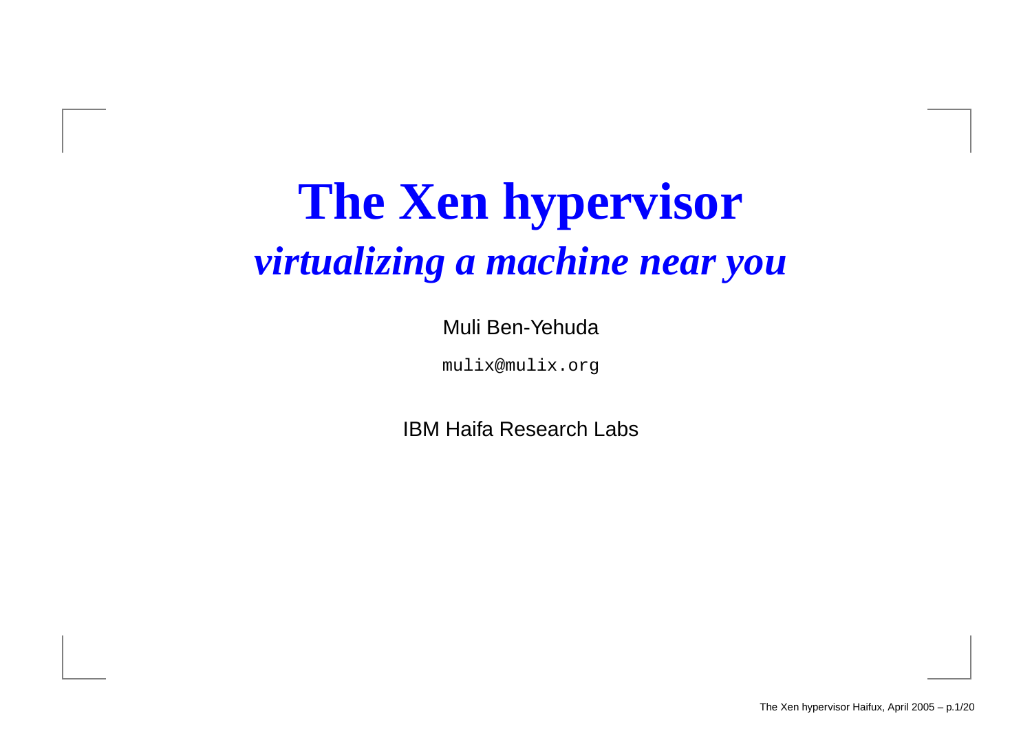# The Xen hypervisor

## *virtualizing a machine near you*

Muli Ben-Yehuda

`mulix@mulix.org`

IBM Haifa Research Labs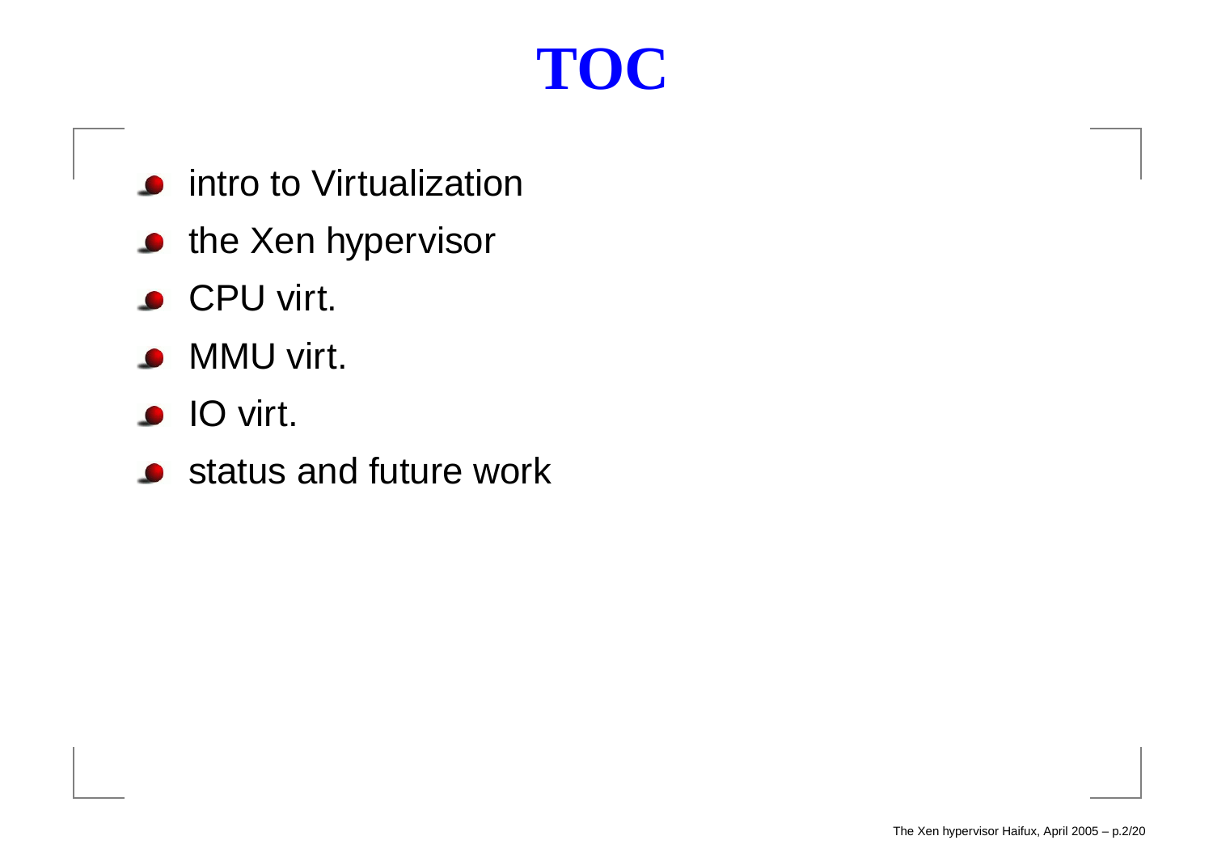# TOC

- intro to Virtualization
- the Xen hypervisor
- CPU virt.
- MMU virt.
- IO virt.
- status and future work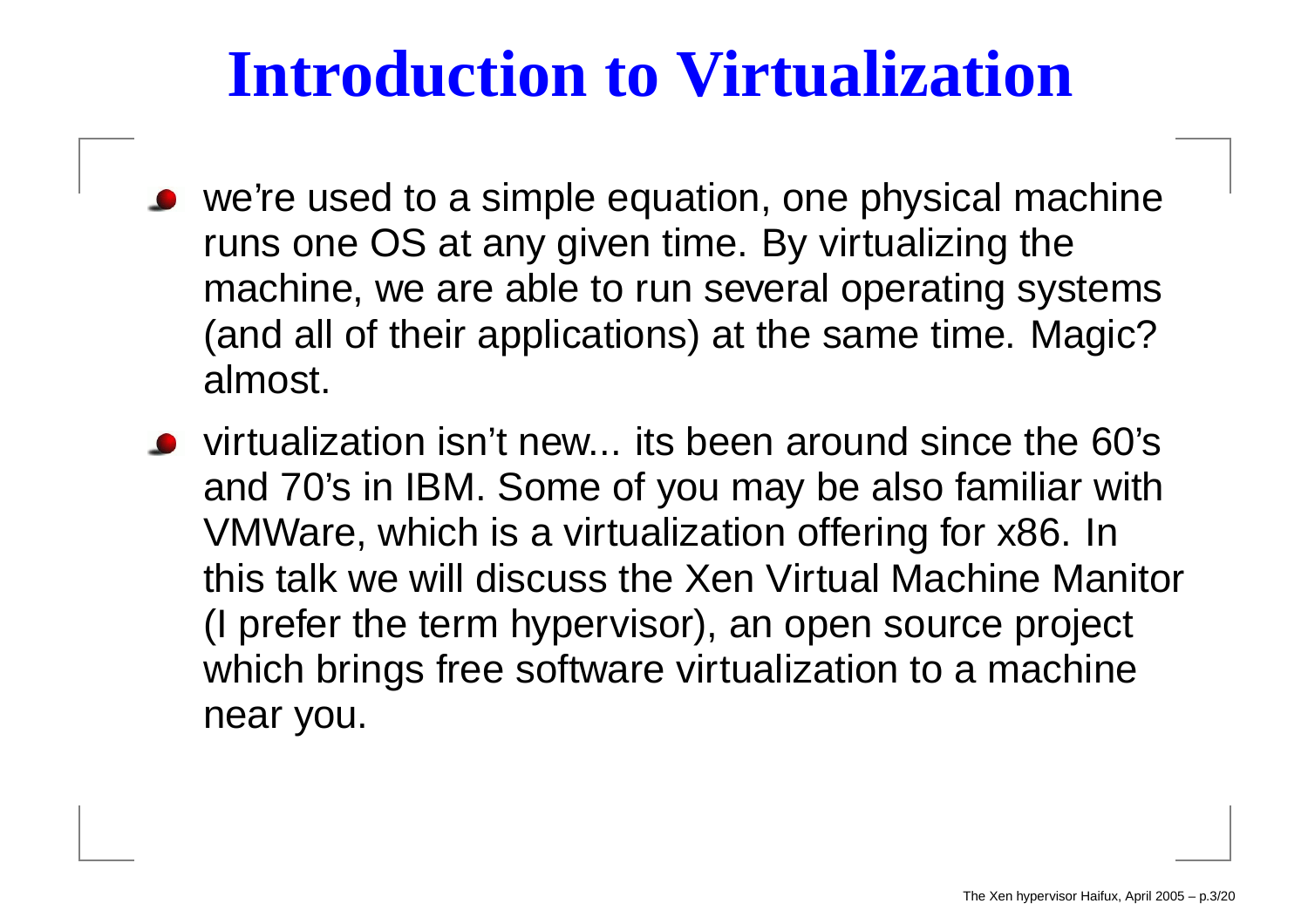# Introduction to Virtualization

- we're used to a simple equation, one physical machine runs one OS at any given time. By virtualizing the machine, we are able to run several operating systems (and all of their applications) at the same time. Magic? almost.
- virtualization isn't new... its been around since the 60's and 70's in IBM. Some of you may be also familiar with VMWare, which is a virtualization offering for x86. In this talk we will discuss the Xen Virtual Machine Manitor (I prefer the term hypervisor), an open source project which brings free software virtualization to a machine near you.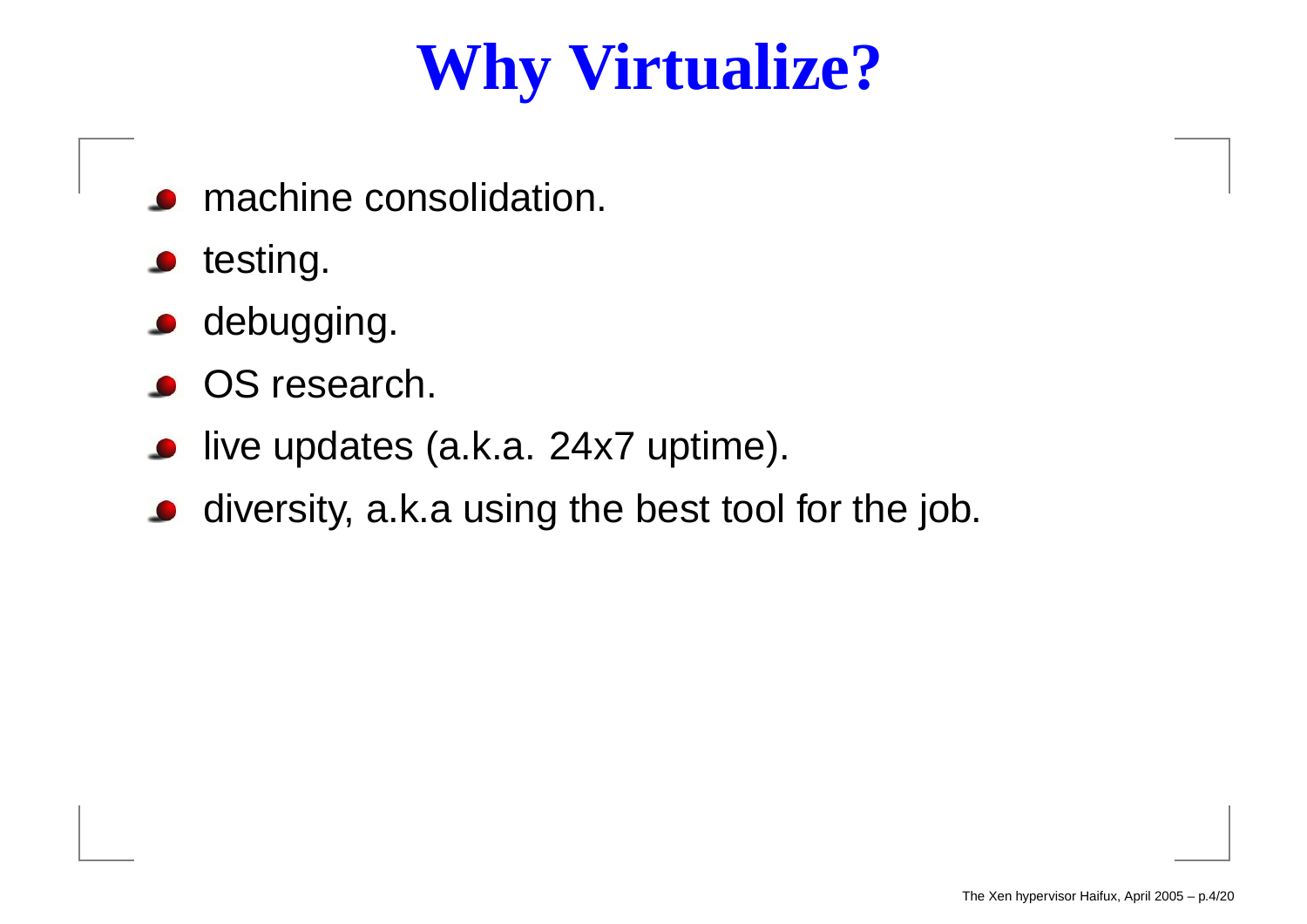# Why Virtualize?

- machine consolidation.
- testing.
- debugging.
- OS research.
- live updates (a.k.a. 24x7 uptime).
- diversity, a.k.a using the best tool for the job.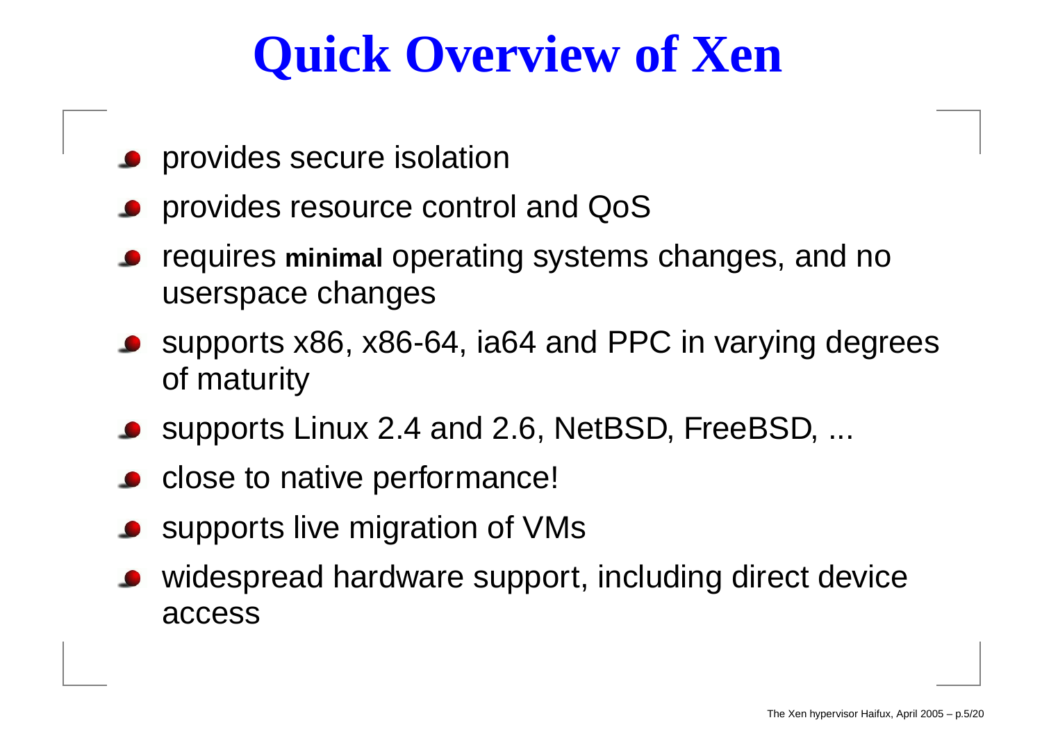# Quick Overview of Xen

- provides secure isolation
- provides resource control and QoS
- requires **minimal** operating systems changes, and no userspace changes
- supports x86, x86-64, ia64 and PPC in varying degrees of maturity
- supports Linux 2.4 and 2.6, NetBSD, FreeBSD, ...
- close to native performance!
- supports live migration of VMs
- widespread hardware support, including direct device access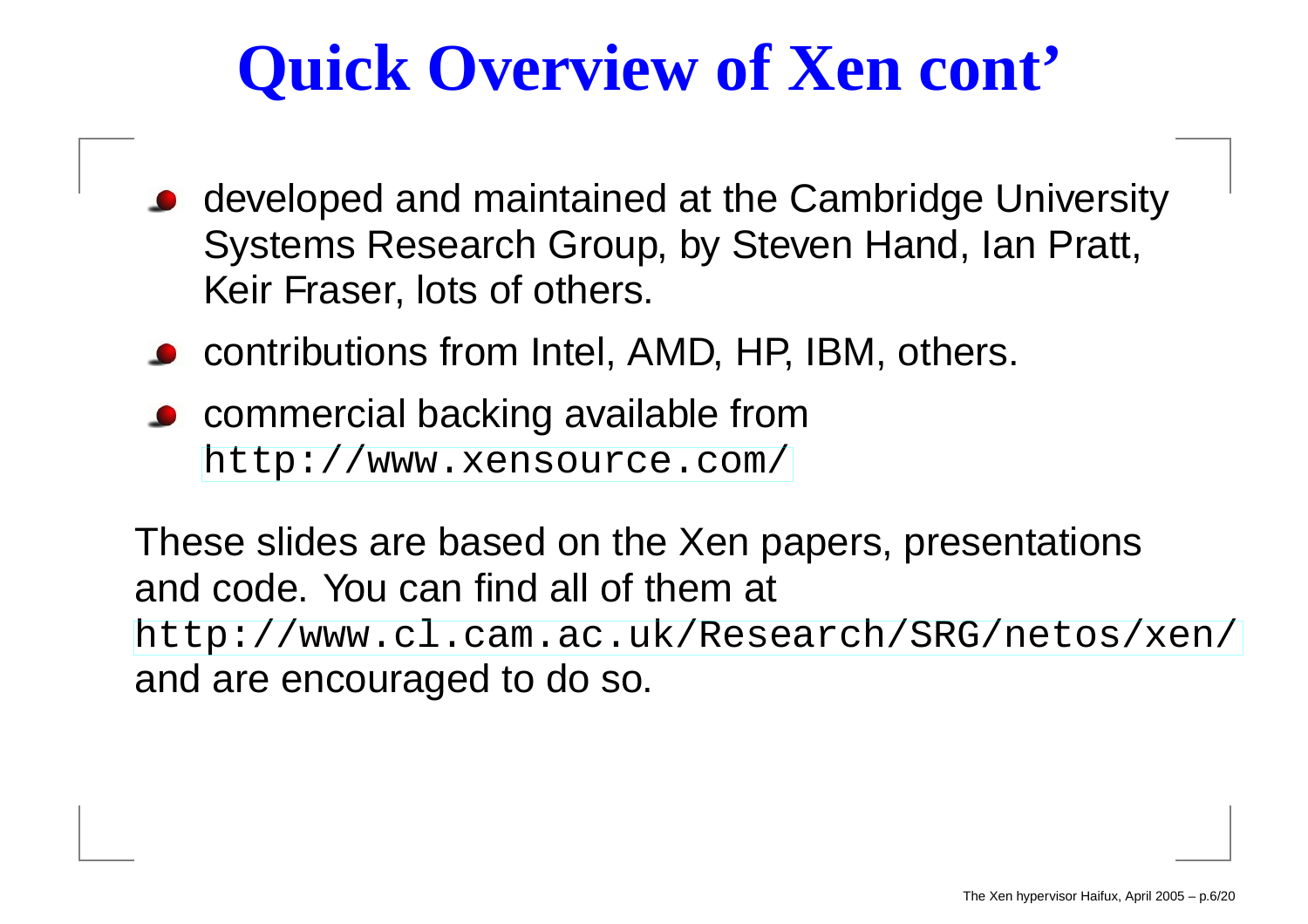# Quick Overview of Xen cont'

- developed and maintained at the Cambridge University Systems Research Group, by Steven Hand, Ian Pratt, Keir Fraser, lots of others.
- contributions from Intel, AMD, HP, IBM, others.
- commercial backing available from `http://www.xensource.com/`

These slides are based on the Xen papers, presentations and code. You can find all of them at `http://www.cl.cam.ac.uk/Research/SRG/netos/xen/` and are encouraged to do so.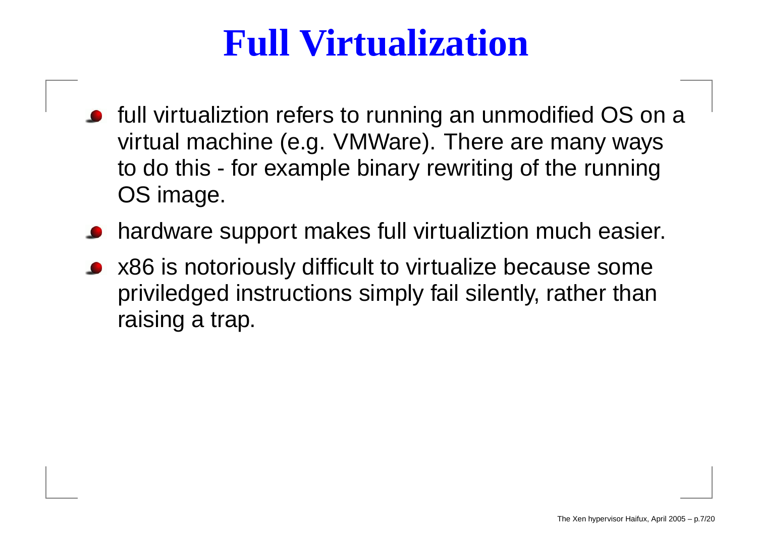# Full Virtualization

- full virtualiztion refers to running an unmodified OS on a virtual machine (e.g. VMWare). There are many ways to do this - for example binary rewriting of the running OS image.
- hardware support makes full virtualiztion much easier.
- x86 is notoriously difficult to virtualize because some priviledged instructions simply fail silently, rather than raising a trap.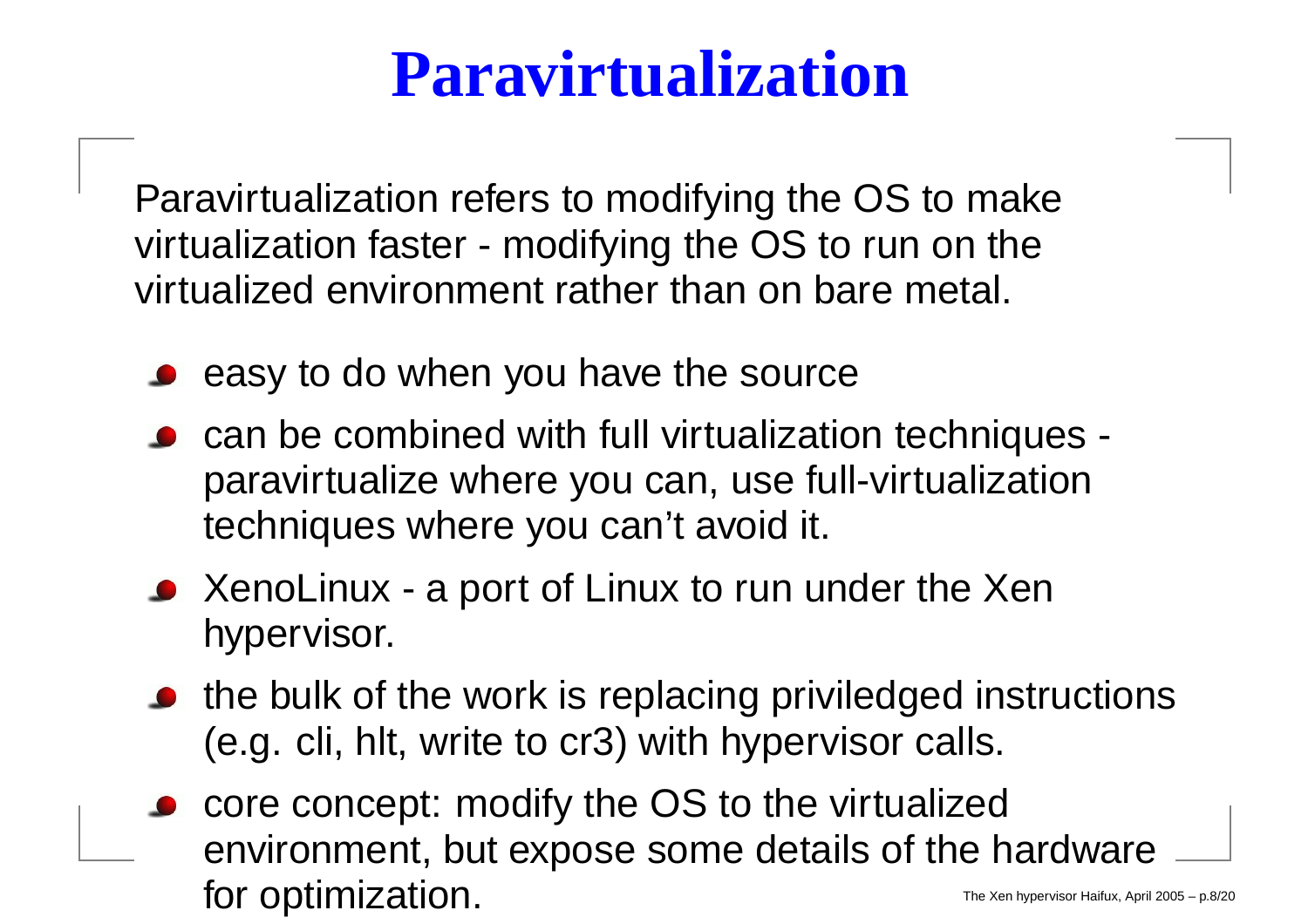# Paravirtualization

Paravirtualization refers to modifying the OS to make virtualization faster - modifying the OS to run on the virtualized environment rather than on bare metal.

- easy to do when you have the source
- can be combined with full virtualization techniques - paravirtualize where you can, use full-virtualization techniques where you can't avoid it.
- XenoLinux - a port of Linux to run under the Xen hypervisor.
- the bulk of the work is replacing priviledged instructions (e.g. cli, hlt, write to cr3) with hypervisor calls.
- core concept: modify the OS to the virtualized environment, but expose some details of the hardware for optimization.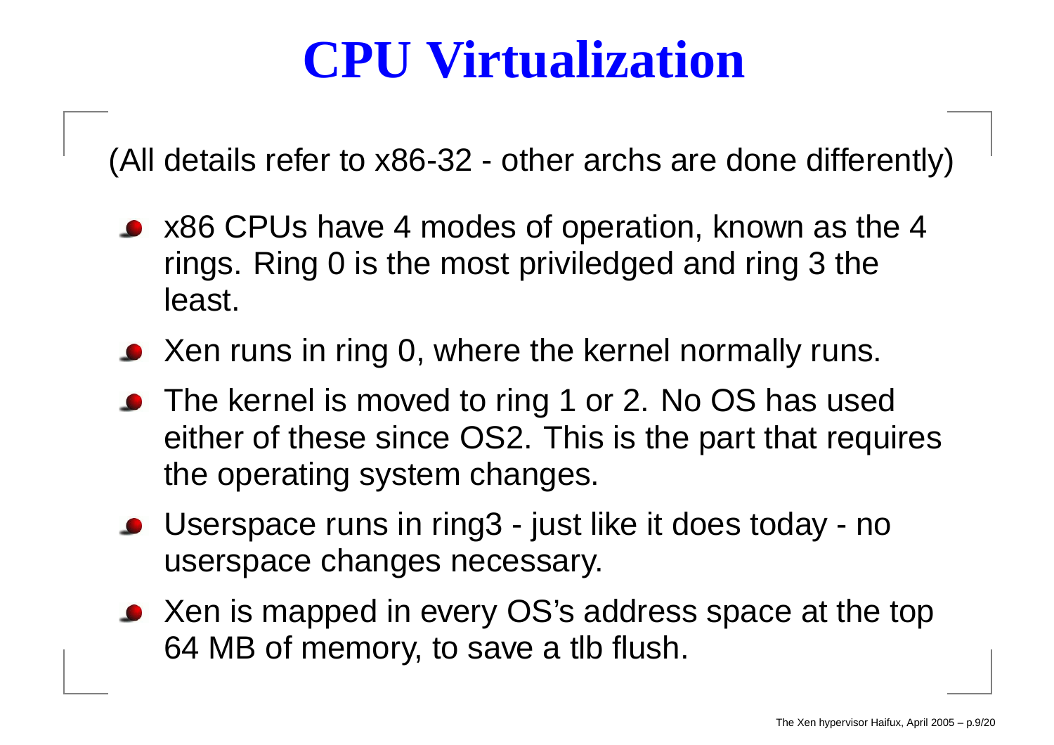# CPU Virtualization

(All details refer to x86-32 - other archs are done differently)

- x86 CPUs have 4 modes of operation, known as the 4 rings. Ring 0 is the most priviledged and ring 3 the least.
- Xen runs in ring 0, where the kernel normally runs.
- The kernel is moved to ring 1 or 2. No OS has used either of these since OS2. This is the part that requires the operating system changes.
- Userspace runs in ring3 - just like it does today - no userspace changes necessary.
- Xen is mapped in every OS's address space at the top 64 MB of memory, to save a tlb flush.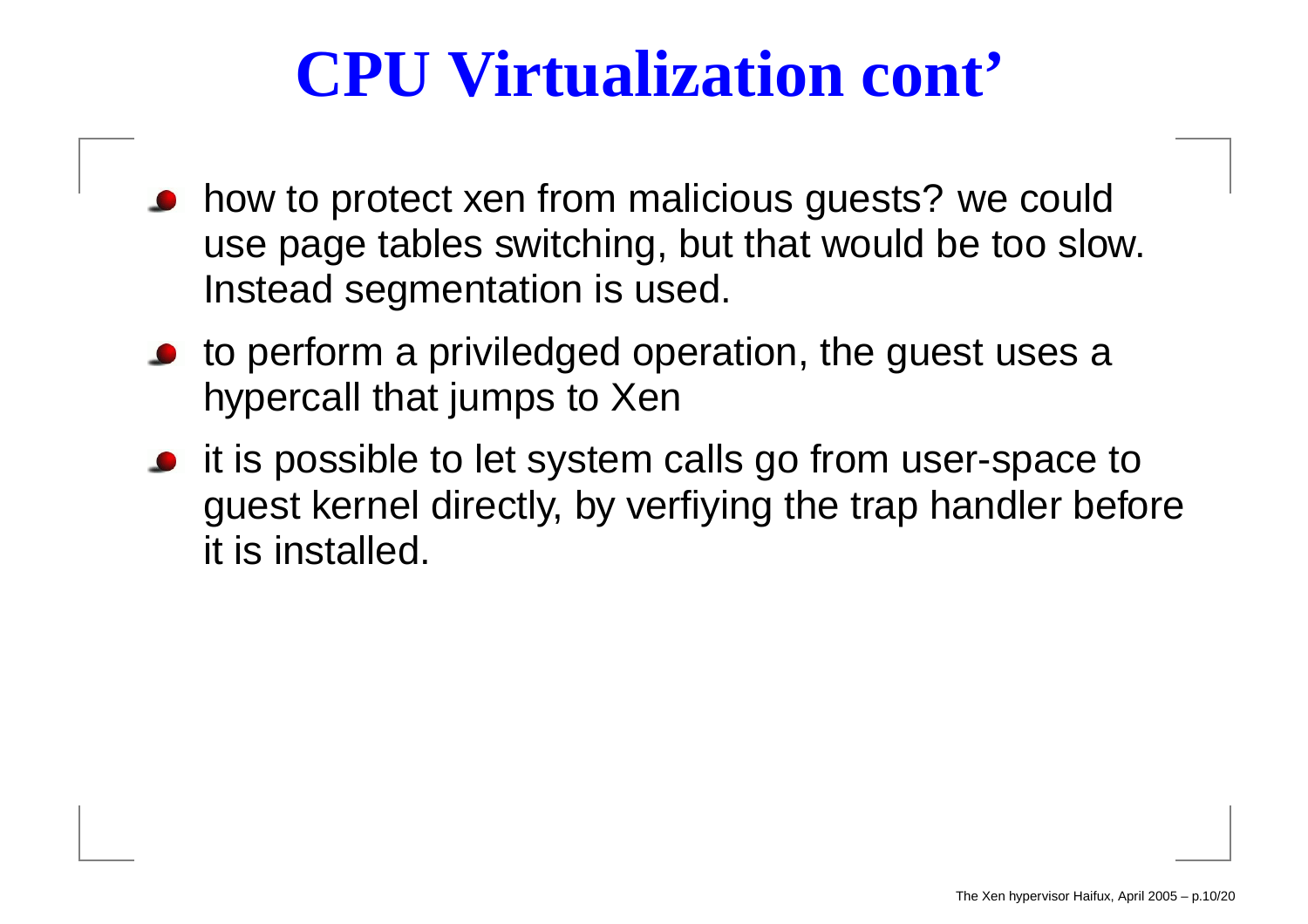# CPU Virtualization cont'

- how to protect xen from malicious guests? we could use page tables switching, but that would be too slow. Instead segmentation is used.
- to perform a priviledged operation, the guest uses a hypercall that jumps to Xen
- it is possible to let system calls go from user-space to guest kernel directly, by verfiying the trap handler before it is installed.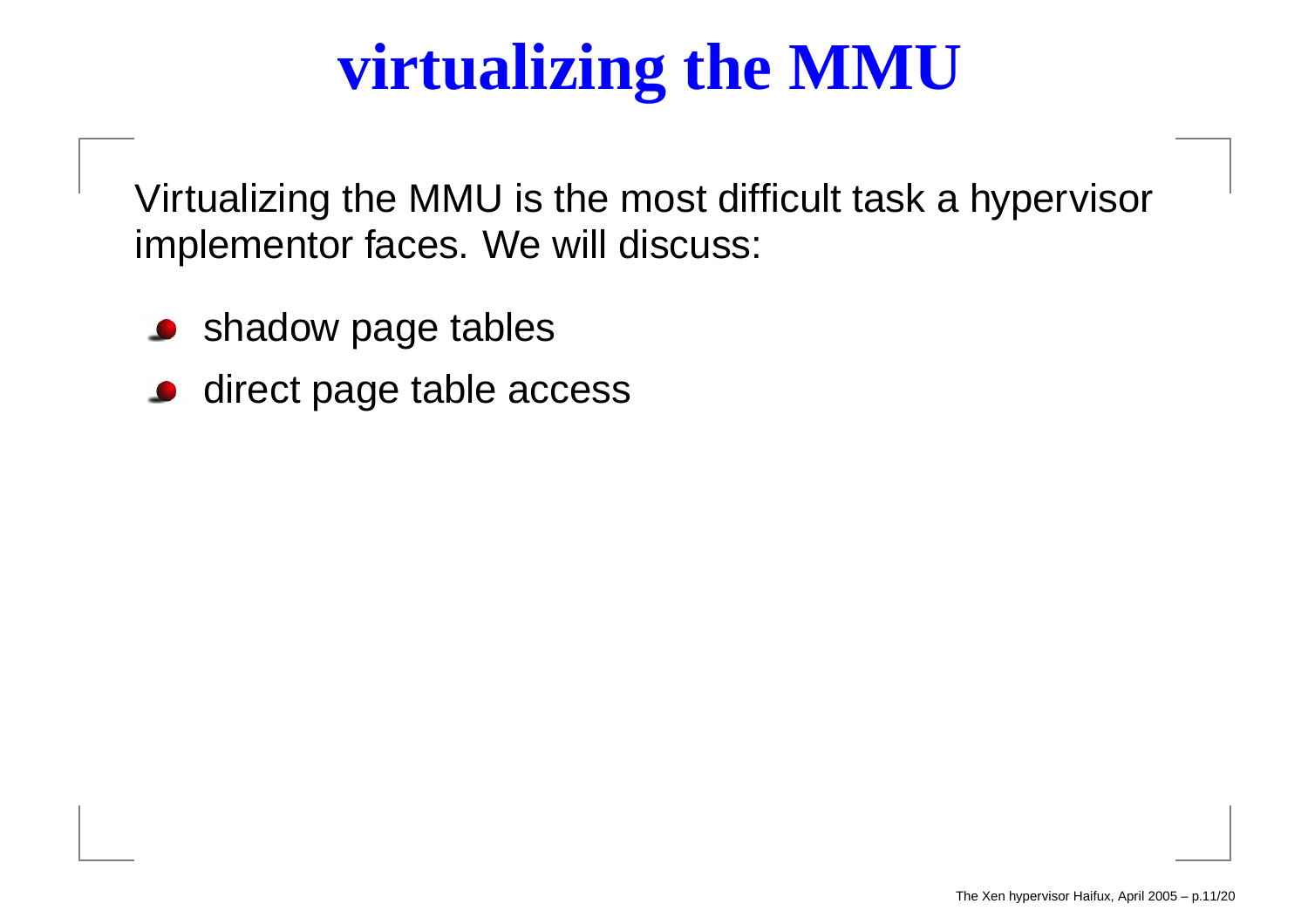# virtualizing the MMU

Virtualizing the MMU is the most difficult task a hypervisor implementor faces. We will discuss:

- shadow page tables
- direct page table access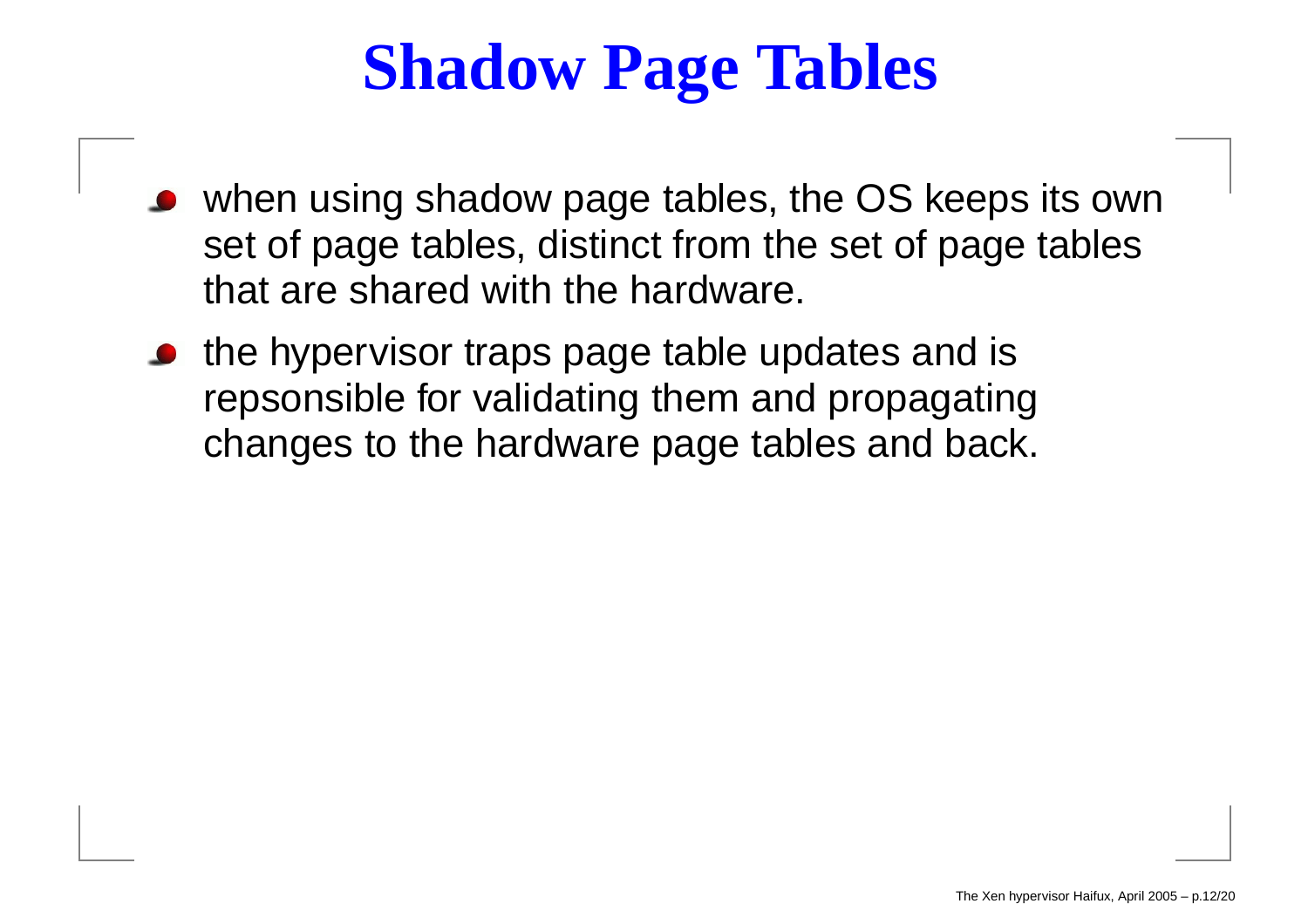# Shadow Page Tables

- when using shadow page tables, the OS keeps its own set of page tables, distinct from the set of page tables that are shared with the hardware.
- the hypervisor traps page table updates and is repsonsible for validating them and propagating changes to the hardware page tables and back.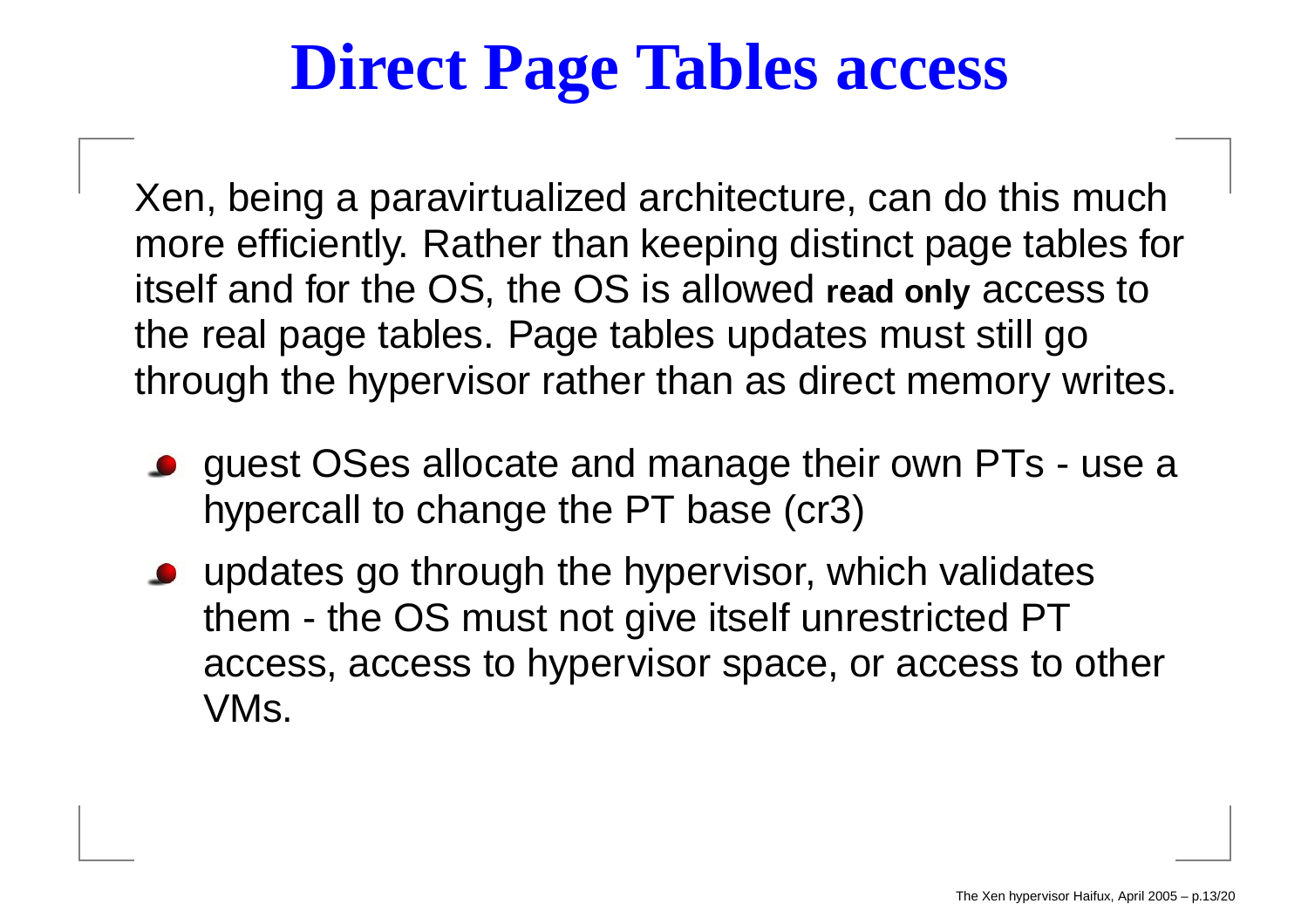# Direct Page Tables access

Xen, being a paravirtualized architecture, can do this much more efficiently. Rather than keeping distinct page tables for itself and for the OS, the OS is allowed **read only** access to the real page tables. Page tables updates must still go through the hypervisor rather than as direct memory writes.

- guest OSes allocate and manage their own PTs - use a hypercall to change the PT base (cr3)
- updates go through the hypervisor, which validates them - the OS must not give itself unrestricted PT access, access to hypervisor space, or access to other VMs.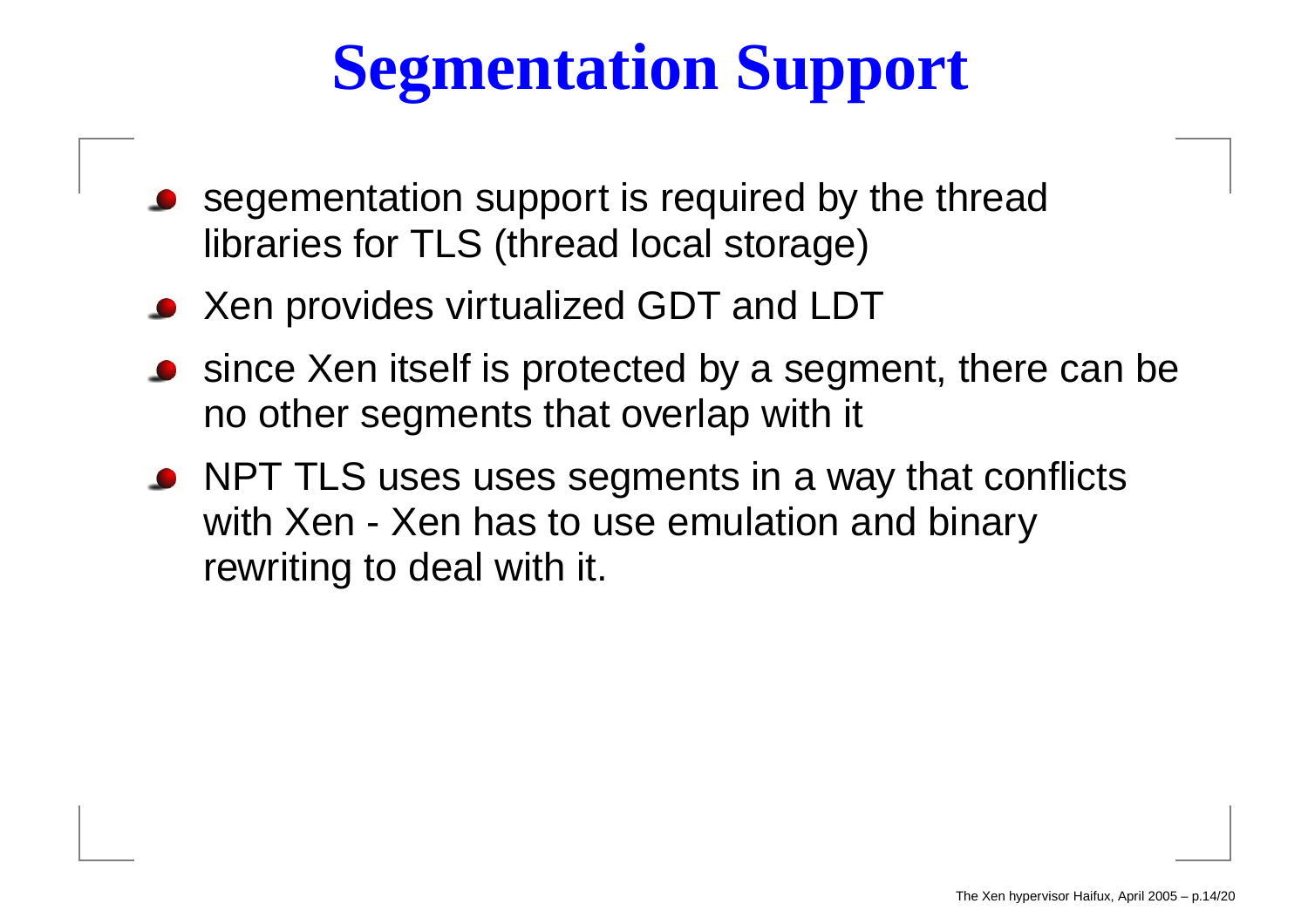# Segmentation Support

- segementation support is required by the thread libraries for TLS (thread local storage)
- Xen provides virtualized GDT and LDT
- since Xen itself is protected by a segment, there can be no other segments that overlap with it
- NPT TLS uses uses segments in a way that conflicts with Xen - Xen has to use emulation and binary rewriting to deal with it.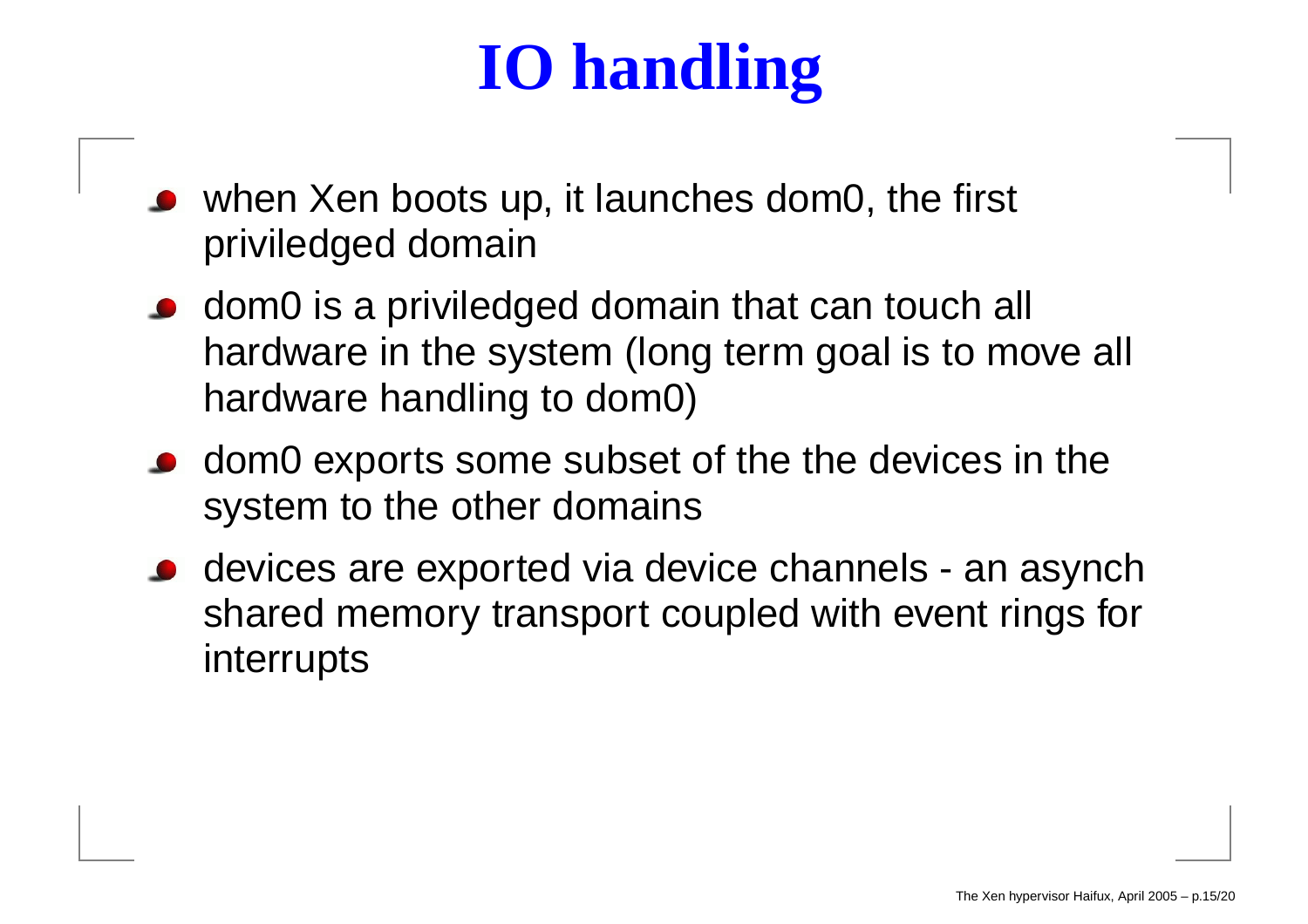# IO handling

- when Xen boots up, it launches dom0, the first priviledged domain
- dom0 is a priviledged domain that can touch all hardware in the system (long term goal is to move all hardware handling to dom0)
- dom0 exports some subset of the the devices in the system to the other domains
- devices are exported via device channels - an asynch shared memory transport coupled with event rings for interrupts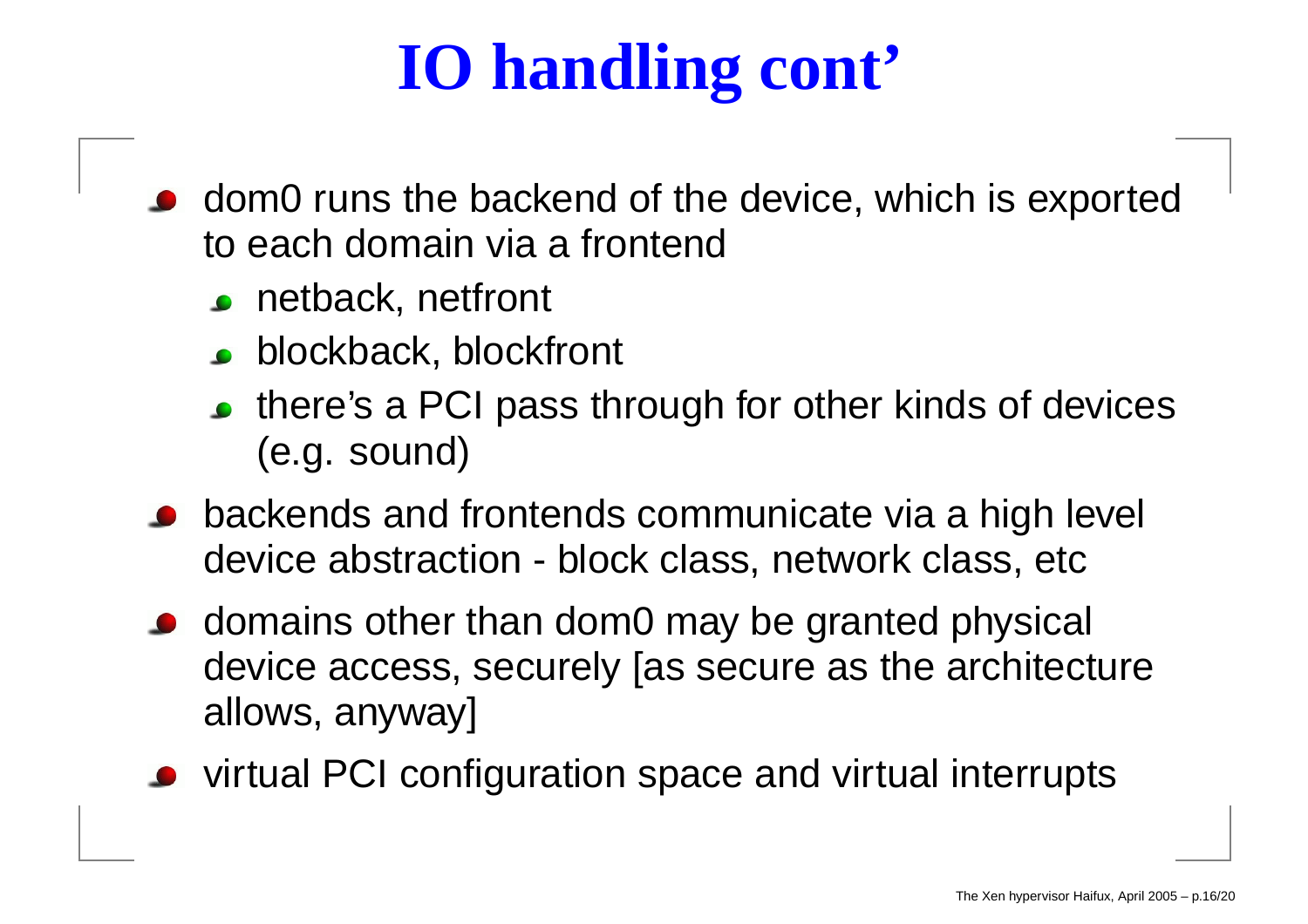# IO handling cont'

- dom0 runs the backend of the device, which is exported to each domain via a frontend
  - netback, netfront
  - blockback, blockfront
  - there's a PCI pass through for other kinds of devices (e.g. sound)
- backends and frontends communicate via a high level device abstraction - block class, network class, etc
- domains other than dom0 may be granted physical device access, securely [as secure as the architecture allows, anyway]
- virtual PCI configuration space and virtual interrupts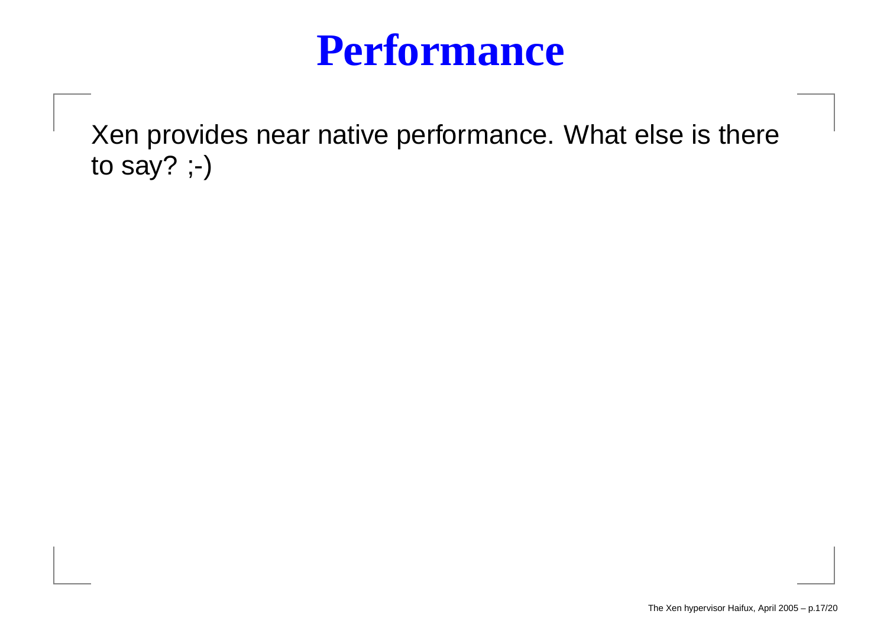# Performance

Xen provides near native performance. What else is there to say? ;-)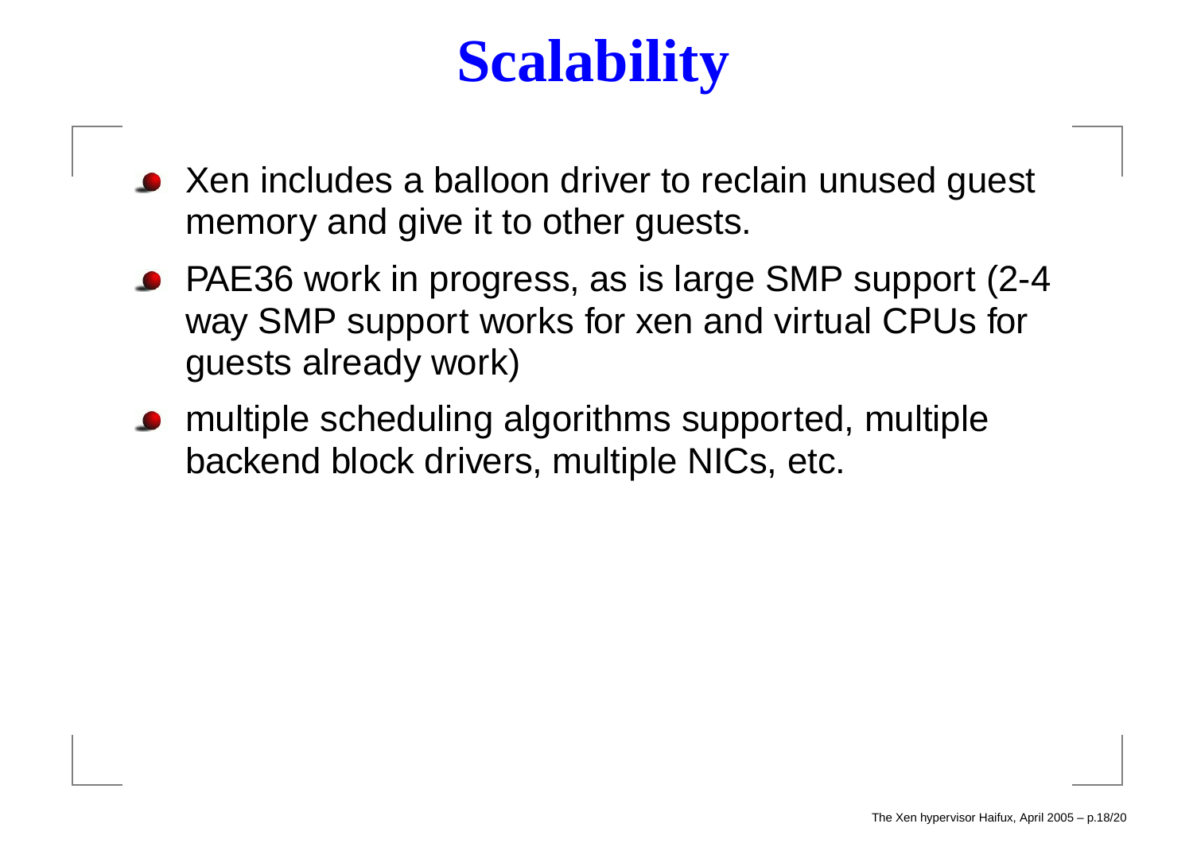# Scalability

- Xen includes a balloon driver to reclain unused guest memory and give it to other guests.
- PAE36 work in progress, as is large SMP support (2-4 way SMP support works for xen and virtual CPUs for guests already work)
- multiple scheduling algorithms supported, multiple backend block drivers, multiple NICs, etc.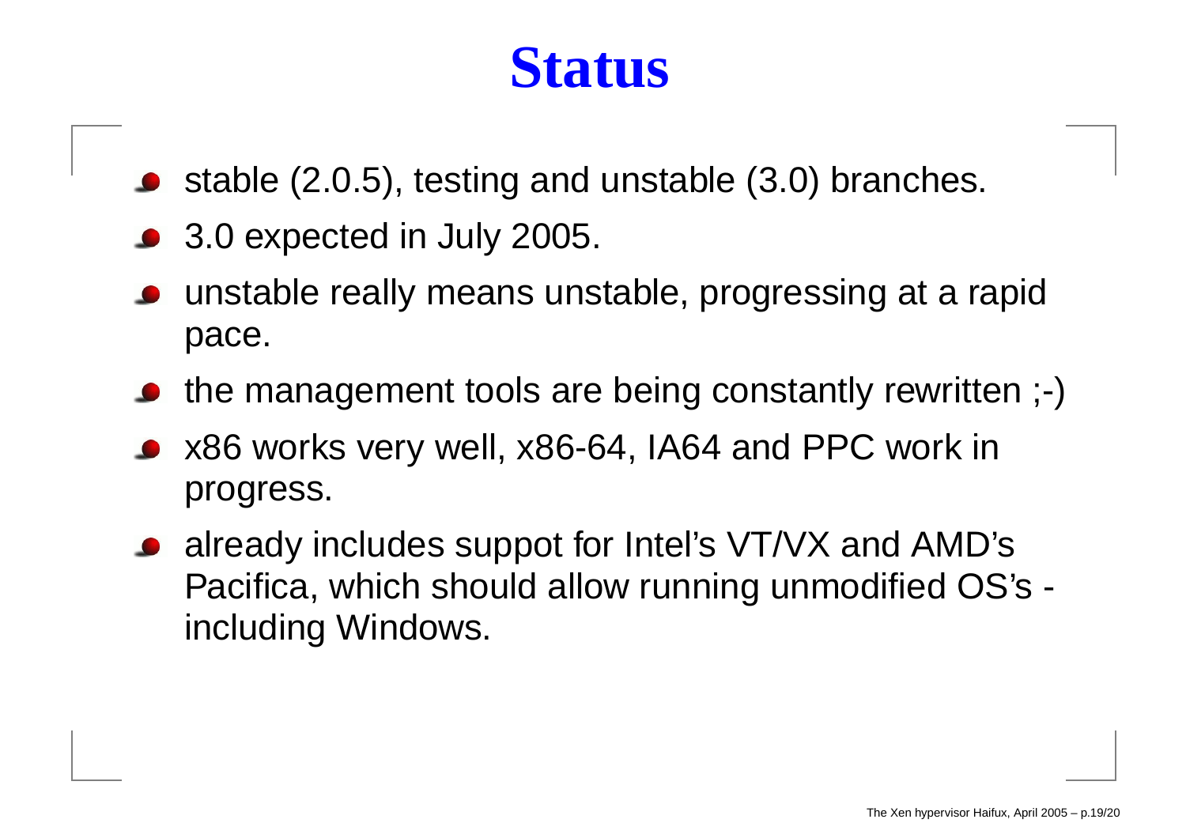# Status

- stable (2.0.5), testing and unstable (3.0) branches.
- 3.0 expected in July 2005.
- unstable really means unstable, progressing at a rapid pace.
- the management tools are being constantly rewritten ;-)
- x86 works very well, x86-64, IA64 and PPC work in progress.
- already includes suppot for Intel's VT/VX and AMD's Pacifica, which should allow running unmodified OS's - including Windows.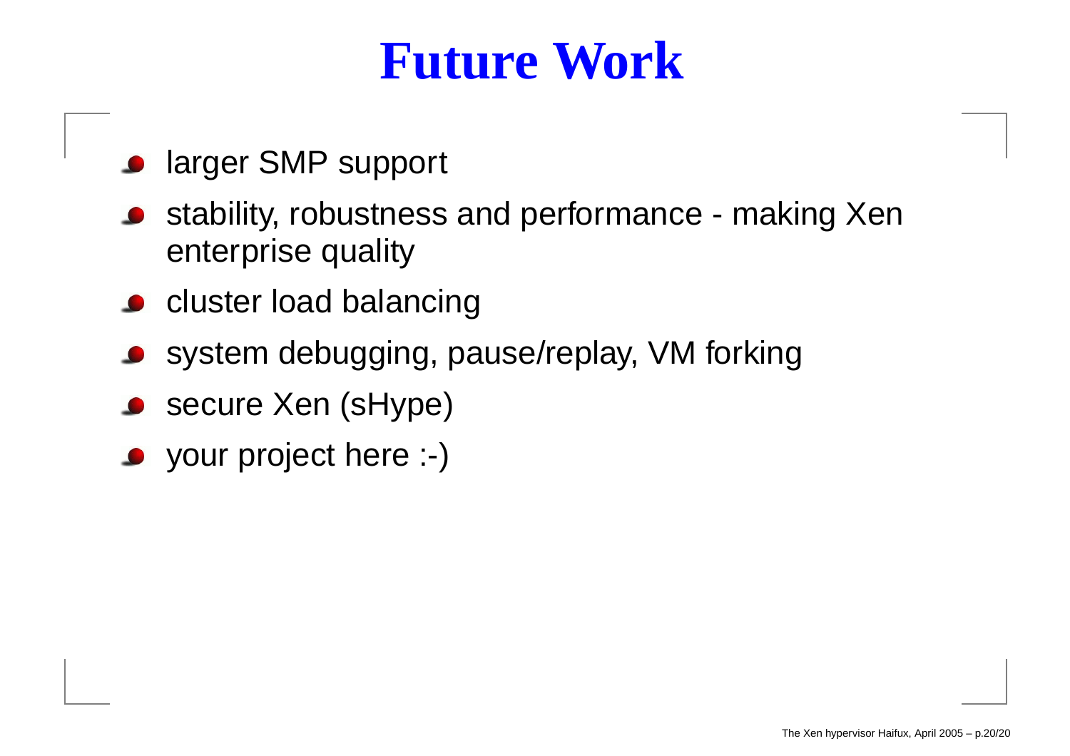# Future Work

- larger SMP support
- stability, robustness and performance - making Xen enterprise quality
- cluster load balancing
- system debugging, pause/replay, VM forking
- secure Xen (sHype)
- your project here :-)